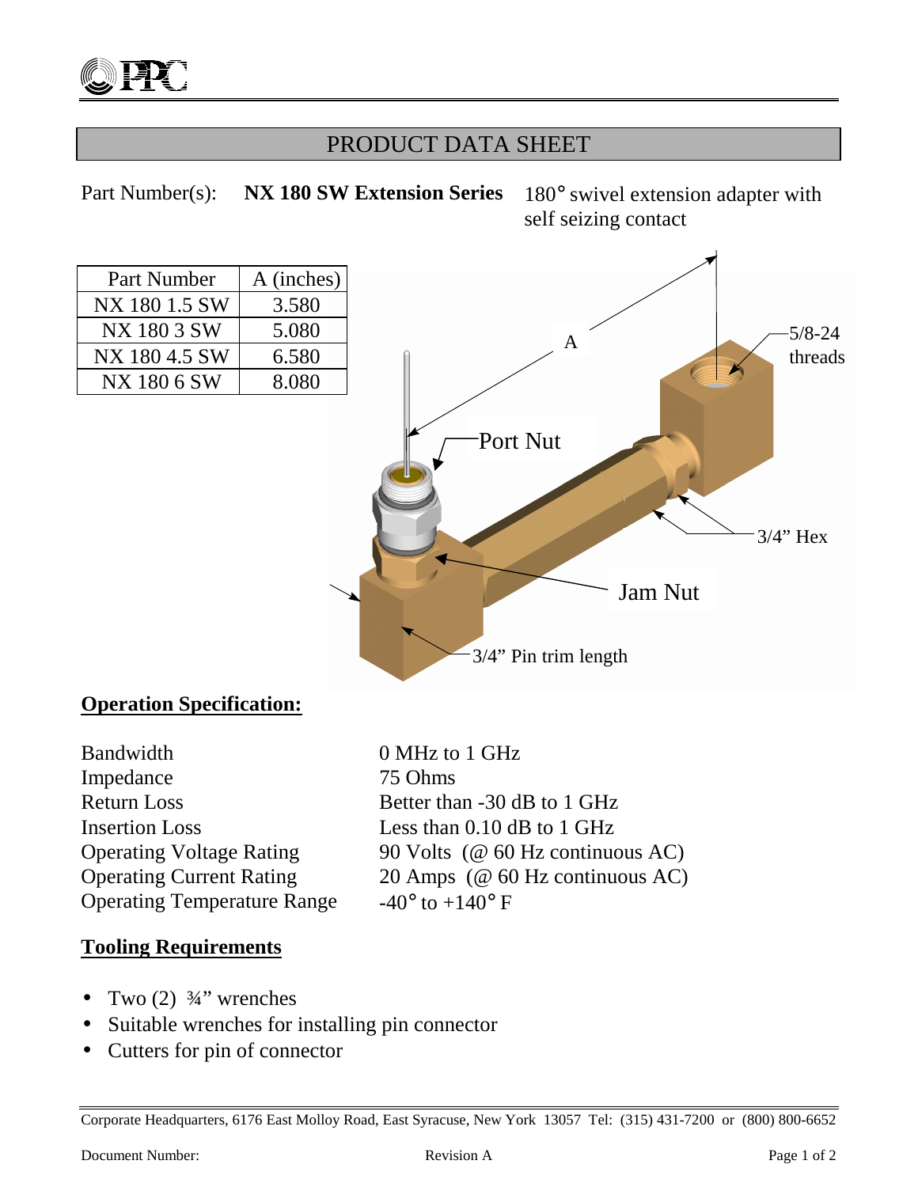# PRODUCT DATA SHEET

Part Number(s): **NX 180 SW Extension Series** 180° swivel extension adapter with self seizing contact

| Part Number | A (inches) |
|---|---|
| NX 180 1.5 SW | 3.580 |
| NX 180 3 SW | 5.080 |
| NX 180 4.5 SW | 6.580 |
| NX 180 6 SW | 8.080 |

A

5/8-24 threads

Port Nut

3/4" Hex

Jam Nut

3/4" Pin trim length

## Operation Specification:

| | |
|---|---|
| Bandwidth | 0 MHz to 1 GHz |
| Impedance | 75 Ohms |
| Return Loss | Better than -30 dB to 1 GHz |
| Insertion Loss | Less than 0.10 dB to 1 GHz |
| Operating Voltage Rating | 90 Volts (@ 60 Hz continuous AC) |
| Operating Current Rating | 20 Amps (@ 60 Hz continuous AC) |
| Operating Temperature Range | -40° to +140° F |

## Tooling Requirements

- Two (2) ¾" wrenches
- Suitable wrenches for installing pin connector
- Cutters for pin of connector

Corporate Headquarters, 6176 East Molloy Road, East Syracuse, New York 13057 Tel: (315) 431-7200 or (800) 800-6652

Document Number: Revision A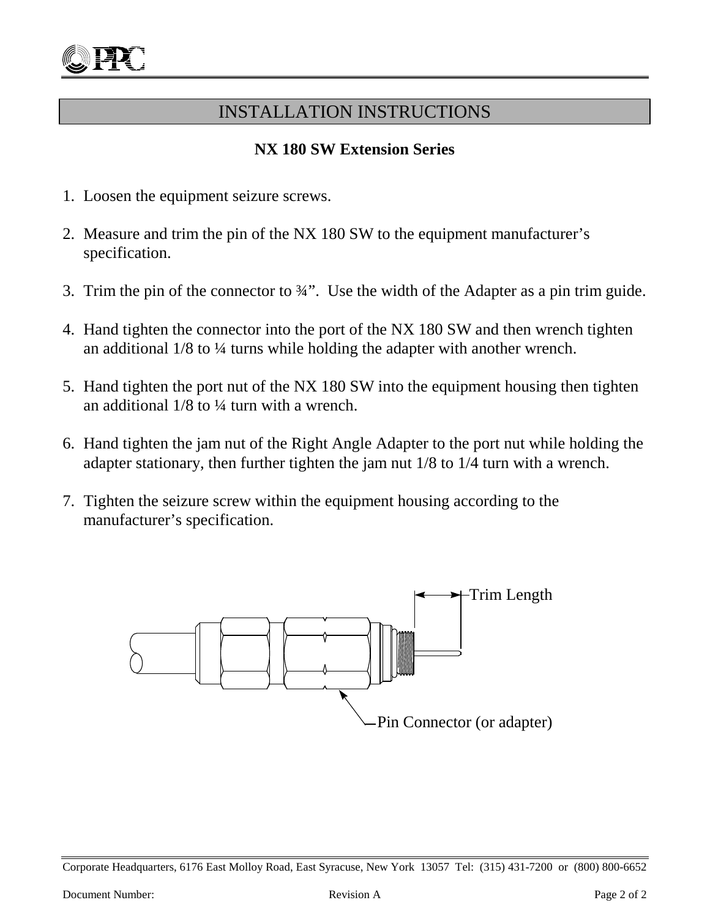# INSTALLATION INSTRUCTIONS

**NX 180 SW Extension Series**

1. Loosen the equipment seizure screws.

2. Measure and trim the pin of the NX 180 SW to the equipment manufacturer's specification.

3. Trim the pin of the connector to ¾". Use the width of the Adapter as a pin trim guide.

4. Hand tighten the connector into the port of the NX 180 SW and then wrench tighten an additional 1/8 to ¼ turns while holding the adapter with another wrench.

5. Hand tighten the port nut of the NX 180 SW into the equipment housing then tighten an additional 1/8 to ¼ turn with a wrench.

6. Hand tighten the jam nut of the Right Angle Adapter to the port nut while holding the adapter stationary, then further tighten the jam nut 1/8 to 1/4 turn with a wrench.

7. Tighten the seizure screw within the equipment housing according to the manufacturer's specification.

Trim Length

Pin Connector (or adapter)

Corporate Headquarters, 6176 East Molloy Road, East Syracuse, New York 13057 Tel: (315) 431-7200 or (800) 800-6652

Document Number: Revision A